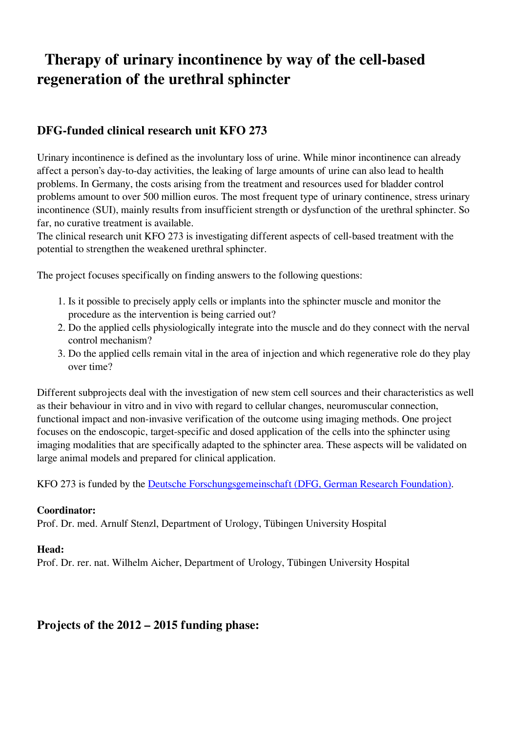# Therapy of urinary incontinence by way of the cell-based regeneration of the urethral sphincter

## DFG-funded clinical research unit KFO 273

Urinary incontinence is defined as the involuntary loss of urine. While minor incontinence can already affect a person's day-to-day activities, the leaking of large amounts of urine can also lead to health problems. In Germany, the costs arising from the treatment and resources used for bladder control problems amount to over 500 million euros. The most frequent type of urinary continence, stress urinary incontinence (SUI), mainly results from insufficient strength or dysfunction of the urethral sphincter. So far, no curative treatment is available.
The clinical research unit KFO 273 is investigating different aspects of cell-based treatment with the potential to strengthen the weakened urethral sphincter.

The project focuses specifically on finding answers to the following questions:

1. Is it possible to precisely apply cells or implants into the sphincter muscle and monitor the procedure as the intervention is being carried out?
2. Do the applied cells physiologically integrate into the muscle and do they connect with the nerval control mechanism?
3. Do the applied cells remain vital in the area of injection and which regenerative role do they play over time?

Different subprojects deal with the investigation of new stem cell sources and their characteristics as well as their behaviour in vitro and in vivo with regard to cellular changes, neuromuscular connection, functional impact and non-invasive verification of the outcome using imaging methods. One project focuses on the endoscopic, target-specific and dosed application of the cells into the sphincter using imaging modalities that are specifically adapted to the sphincter area. These aspects will be validated on large animal models and prepared for clinical application.

KFO 273 is funded by the Deutsche Forschungsgemeinschaft (DFG, German Research Foundation).

**Coordinator:**
Prof. Dr. med. Arnulf Stenzl, Department of Urology, Tübingen University Hospital

**Head:**
Prof. Dr. rer. nat. Wilhelm Aicher, Department of Urology, Tübingen University Hospital

## Projects of the 2012 – 2015 funding phase: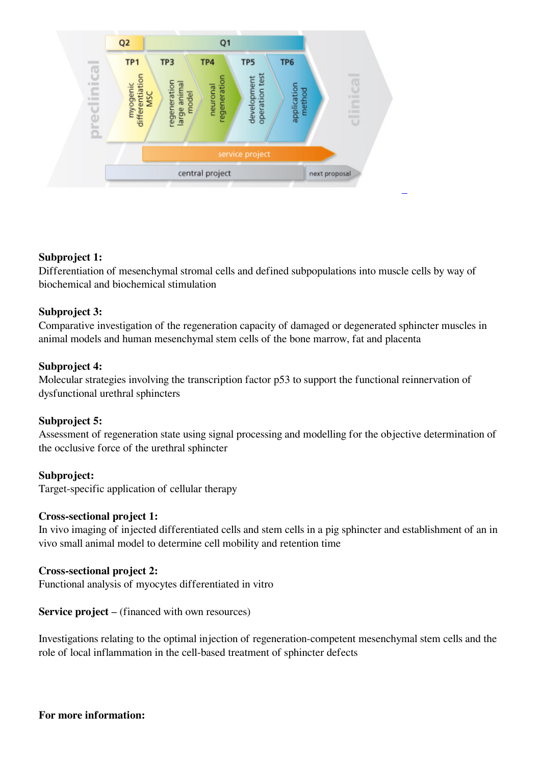**Subproject 1:**
Differentiation of mesenchymal stromal cells and defined subpopulations into muscle cells by way of biochemical and biochemical stimulation

**Subproject 3:**
Comparative investigation of the regeneration capacity of damaged or degenerated sphincter muscles in animal models and human mesenchymal stem cells of the bone marrow, fat and placenta

**Subproject 4:**
Molecular strategies involving the transcription factor p53 to support the functional reinnervation of dysfunctional urethral sphincters

**Subproject 5:**
Assessment of regeneration state using signal processing and modelling for the objective determination of the occlusive force of the urethral sphincter

**Subproject:**
Target-specific application of cellular therapy

**Cross-sectional project 1:**
In vivo imaging of injected differentiated cells and stem cells in a pig sphincter and establishment of an in vivo small animal model to determine cell mobility and retention time

**Cross-sectional project 2:**
Functional analysis of myocytes differentiated in vitro

**Service project** – (financed with own resources)

Investigations relating to the optimal injection of regeneration-competent mesenchymal stem cells and the role of local inflammation in the cell-based treatment of sphincter defects

**For more information:**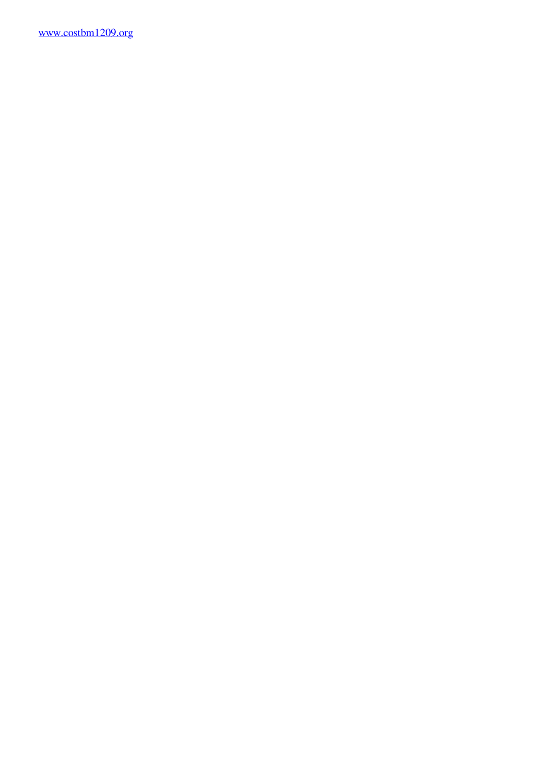www.costbm1209.org